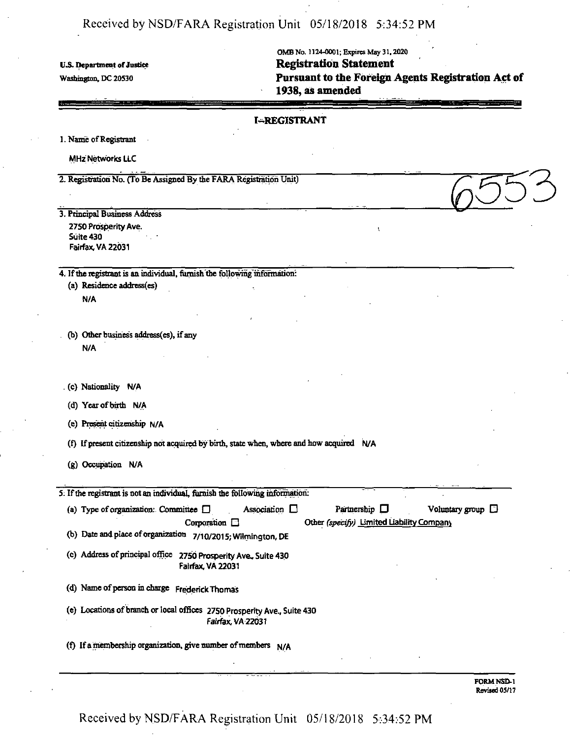U.S. Department of Justice

Washington, DC 20530

OMB No. 1124-0001; Expires May 31, 2020

# Registration Statement
# Pursuant to the Foreign Agents Registration Act of 1938, as amended

## I—REGISTRANT

1. Name of Registrant

   MHz Networks LLC

2. Registration No. (To Be Assigned By the FARA Registration Unit)

   6553

3. Principal Business Address

   2750 Prosperity Ave.
   Suite 430
   Fairfax, VA 22031

4. If the registrant is an individual, furnish the following information:

   (a) Residence address(es)

   N/A

   (b) Other business address(es), if any

   N/A

   (c) Nationality N/A

   (d) Year of birth N/A

   (e) Present citizenship N/A

   (f) If present citizenship not acquired by birth, state when, where and how acquired N/A

   (g) Occupation N/A

5. If the registrant is not an individual, furnish the following information:

   (a) Type of organization: Committee ☐ Association ☐ Partnership ☐ Voluntary group ☐ Corporation ☐ Other *(specify)* Limited Liability Company

   (b) Date and place of organization 7/10/2015; Wilmington, DE

   (c) Address of principal office 2750 Prosperity Ave., Suite 430 Fairfax, VA 22031

   (d) Name of person in charge Frederick Thomas

   (e) Locations of branch or local offices 2750 Prosperity Ave., Suite 430 Fairfax, VA 22031

   (f) If a membership organization, give number of members N/A

FORM NSD-1
Revised 05/17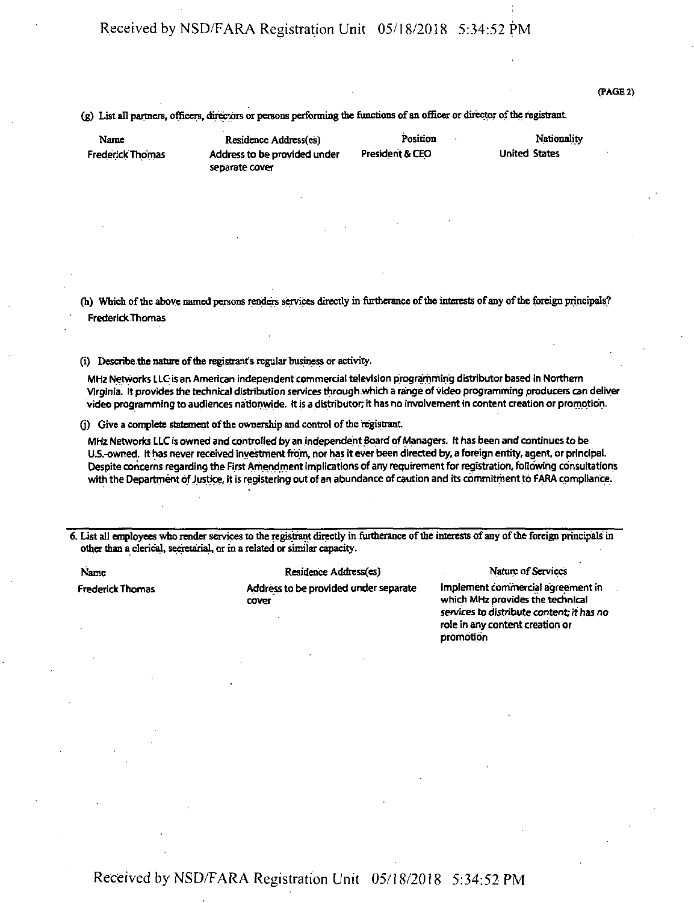(PAGE 2)

(g) List all partners, officers, directors or persons performing the functions of an officer or director of the registrant.

| Name | Residence Address(es) | Position | Nationality |
|---|---|---|---|
| Frederick Thomas | Address to be provided under separate cover | President & CEO | United States |

(h) Which of the above named persons renders services directly in furtherance of the interests of any of the foreign principals?

Frederick Thomas

(i) Describe the nature of the registrant's regular business or activity.

MHz Networks LLC is an American independent commercial television programming distributor based in Northern Virginia. It provides the technical distribution services through which a range of video programming producers can deliver video programming to audiences nationwide. It is a distributor; it has no involvement in content creation or promotion.

(j) Give a complete statement of the ownership and control of the registrant.

MHz Networks LLC is owned and controlled by an independent Board of Managers. It has been and continues to be U.S.-owned. It has never received investment from, nor has it ever been directed by, a foreign entity, agent, or principal. Despite concerns regarding the First Amendment implications of any requirement for registration, following consultations with the Department of Justice, it is registering out of an abundance of caution and its commitment to FARA compliance.

---

6. List all employees who render services to the registrant directly in furtherance of the interests of any of the foreign principals in other than a clerical, secretarial, or in a related or similar capacity.

| Name | Residence Address(es) | Nature of Services |
|---|---|---|
| Frederick Thomas | Address to be provided under separate cover | Implement commercial agreement in which MHz provides the technical services to distribute content; it has no role in any content creation or promotion |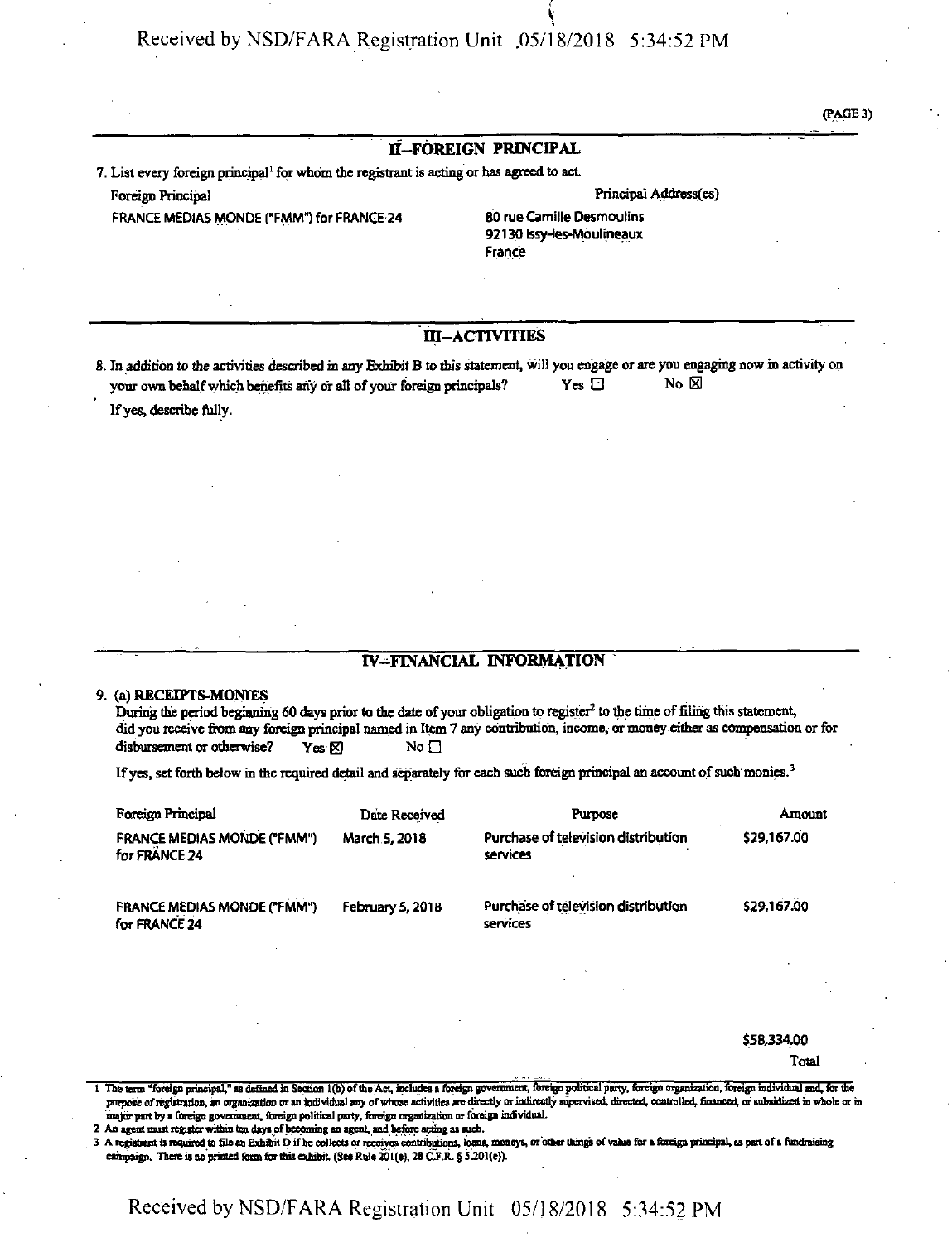## II—FOREIGN PRINCIPAL

7. List every foreign principal[1] for whom the registrant is acting or has agreed to act.

| Foreign Principal | Principal Address(es) |
|---|---|
| FRANCE MEDIAS MONDE ("FMM") for FRANCE 24 | 80 rue Camille Desmoulins<br>92130 Issy-les-Moulineaux<br>France |

## III—ACTIVITIES

8. In addition to the activities described in any Exhibit B to this statement, will you engage or are you engaging now in activity on your own behalf which benefits any or all of your foreign principals? Yes ☐ No ☒

If yes, describe fully.

## IV—FINANCIAL INFORMATION

9. (a) **RECEIPTS-MONIES**

During the period beginning 60 days prior to the date of your obligation to register[2] to the time of filing this statement, did you receive from any foreign principal named in Item 7 any contribution, income, or money either as compensation or for disbursement or otherwise? Yes ☒ No ☐

If yes, set forth below in the required detail and separately for each such foreign principal an account of such monies.[3]

| Foreign Principal | Date Received | Purpose | Amount |
|---|---|---|---|
| FRANCE MEDIAS MONDE ("FMM") for FRANCE 24 | March 5, 2018 | Purchase of television distribution services | $29,167.00 |
| FRANCE MEDIAS MONDE ("FMM") for FRANCE 24 | February 5, 2018 | Purchase of television distribution services | $29,167.00 |
| | | | $58,334.00 |
| | | | Total |

1 The term "foreign principal," as defined in Section 1(b) of the Act, includes a foreign government, foreign political party, foreign organization, foreign individual and, for the purpose of registration, an organization or an individual any of whose activities are directly or indirectly supervised, directed, controlled, financed, or subsidized in whole or in major part by a foreign government, foreign political party, foreign organization or foreign individual.

2 An agent must register within ten days of becoming an agent, and before acting as such.

3 A registrant is required to file an Exhibit D if he collects or receives contributions, loans, moneys, or other things of value for a foreign principal, as part of a fundraising campaign. There is no printed form for this exhibit. (See Rule 201(e), 28 C.F.R. § 5.201(e)).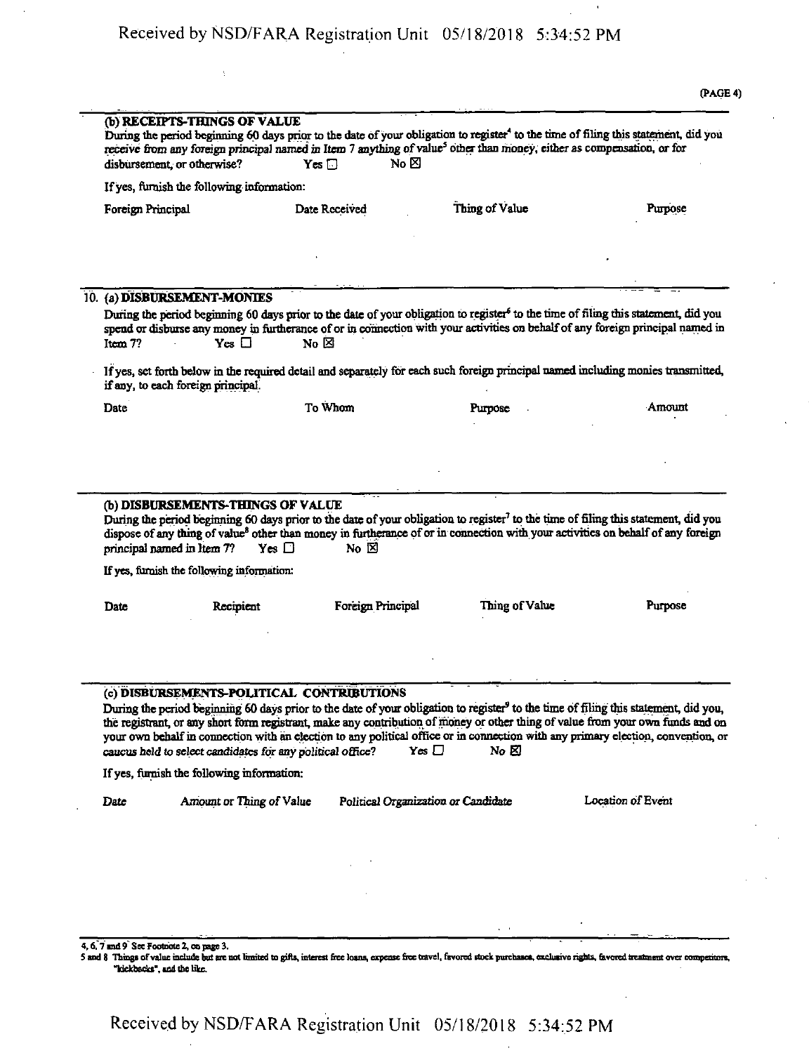(PAGE 4)

**(b) RECEIPTS-THINGS OF VALUE**

During the period beginning 60 days prior to the date of your obligation to register[4] to the time of filing this statement, did you receive from any foreign principal named in Item 7 anything of value[5] other than money, either as compensation, or for disbursement, or otherwise? Yes ☐ No ☒

If yes, furnish the following information:

| Foreign Principal | Date Received | Thing of Value | Purpose |
|---|---|---|---|

**10. (a) DISBURSEMENT-MONIES**

During the period beginning 60 days prior to the date of your obligation to register[6] to the time of filing this statement, did you spend or disburse any money in furtherance of or in connection with your activities on behalf of any foreign principal named in Item 7? Yes ☐ No ☒

If yes, set forth below in the required detail and separately for each such foreign principal named including monies transmitted, if any, to each foreign principal.

| Date | To Whom | Purpose | Amount |
|---|---|---|---|

**(b) DISBURSEMENTS-THINGS OF VALUE**

During the period beginning 60 days prior to the date of your obligation to register[7] to the time of filing this statement, did you dispose of any thing of value[8] other than money in furtherance of or in connection with your activities on behalf of any foreign principal named in Item 7? Yes ☐ No ☒

If yes, furnish the following information:

| Date | Recipient | Foreign Principal | Thing of Value | Purpose |
|---|---|---|---|---|

**(c) DISBURSEMENTS-POLITICAL CONTRIBUTIONS**

During the period beginning 60 days prior to the date of your obligation to register[9] to the time of filing this statement, did you, the registrant, or any short form registrant, make any contribution of money or other thing of value from your own funds and on your own behalf in connection with an election to any political office or in connection with any primary election, convention, or caucus held to select candidates for any political office? Yes ☐ No ☒

If yes, furnish the following information:

| Date | Amount or Thing of Value | Political Organization or Candidate | Location of Event |
|---|---|---|---|

4, 6, 7 and 9 See Footnote 2, on page 3.

5 and 8 Things of value include but are not limited to gifts, interest free loans, expense free travel, favored stock purchases, exclusive rights, favored treatment over competitors, "kickbacks", and the like.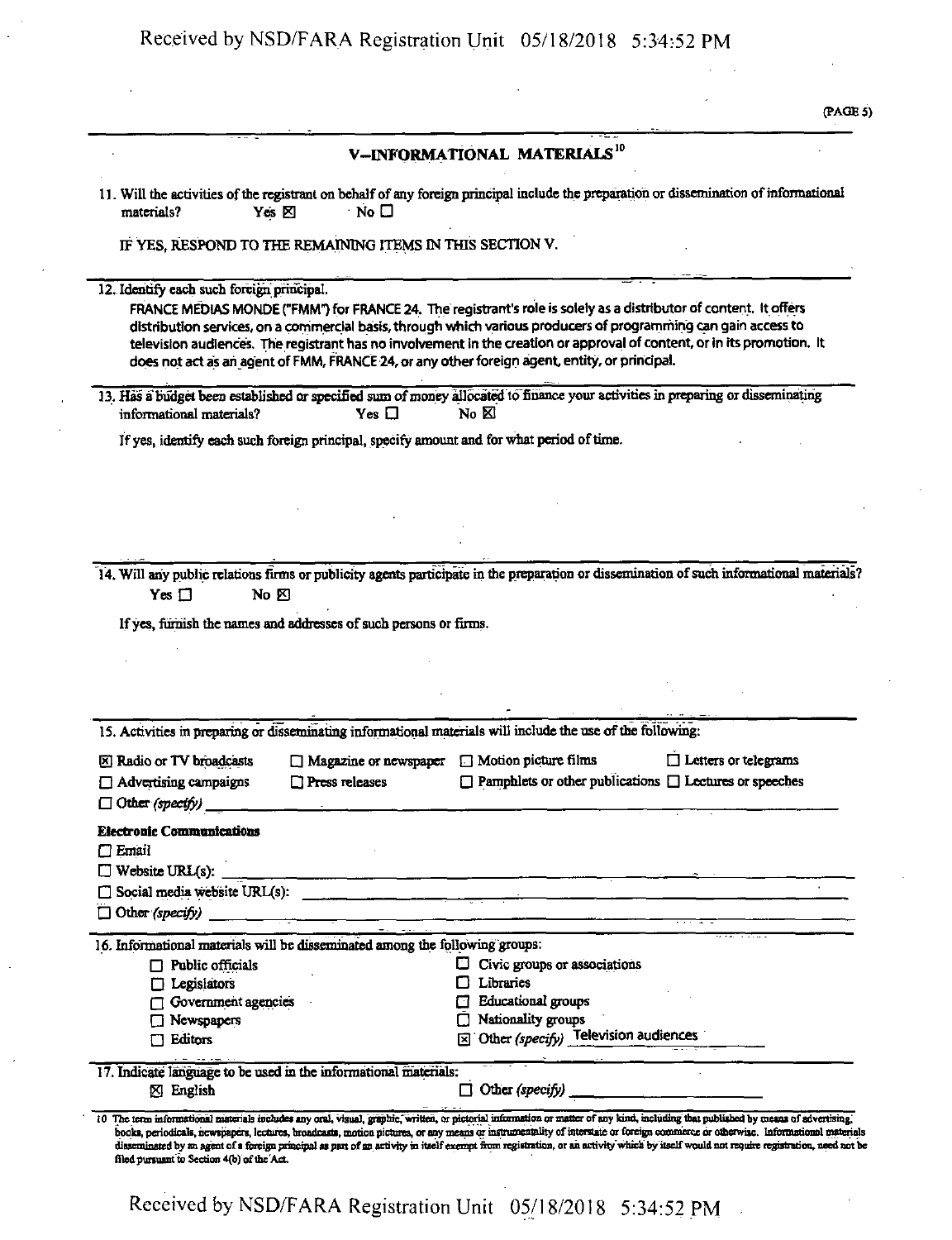## V—INFORMATIONAL MATERIALS[10]

11. Will the activities of the registrant on behalf of any foreign principal include the preparation or dissemination of informational materials? Yes ☒ No ☐

IF YES, RESPOND TO THE REMAINING ITEMS IN THIS SECTION V.

12. Identify each such foreign principal.

FRANCE MEDIAS MONDE ("FMM") for FRANCE 24. The registrant's role is solely as a distributor of content. It offers distribution services, on a commercial basis, through which various producers of programming can gain access to television audiences. The registrant has no involvement in the creation or approval of content, or in its promotion. It does not act as an agent of FMM, FRANCE 24, or any other foreign agent, entity, or principal.

13. Has a budget been established or specified sum of money allocated to finance your activities in preparing or disseminating informational materials? Yes ☐ No ☒

If yes, identify each such foreign principal, specify amount and for what period of time.

14. Will any public relations firms or publicity agents participate in the preparation or dissemination of such informational materials? Yes ☐ No ☒

If yes, furnish the names and addresses of such persons or firms.

15. Activities in preparing or disseminating informational materials will include the use of the following:

☒ Radio or TV broadcasts ☐ Magazine or newspaper ☐ Motion picture films ☐ Letters or telegrams
☐ Advertising campaigns ☐ Press releases ☐ Pamphlets or other publications ☐ Lectures or speeches
☐ Other *(specify)*

**Electronic Communications**

☐ Email
☐ Website URL(s):
☐ Social media website URL(s):
☐ Other *(specify)*

16. Informational materials will be disseminated among the following groups:

☐ Public officials ☐ Civic groups or associations
☐ Legislators ☐ Libraries
☐ Government agencies ☐ Educational groups
☐ Newspapers ☐ Nationality groups
☐ Editors ☒ Other *(specify)* Television audiences

17. Indicate language to be used in the informational materials:

☒ English ☐ Other *(specify)*

10 The term informational materials includes any oral, visual, graphic, written, or pictorial information or matter of any kind, including that published by means of advertising, books, periodicals, newspapers, lectures, broadcasts, motion pictures, or any means or instrumentality of interstate or foreign commerce or otherwise. Informational materials disseminated by an agent of a foreign principal as part of an activity in itself exempt from registration, or an activity which by itself would not require registration, need not be filed pursuant to Section 4(b) of the Act.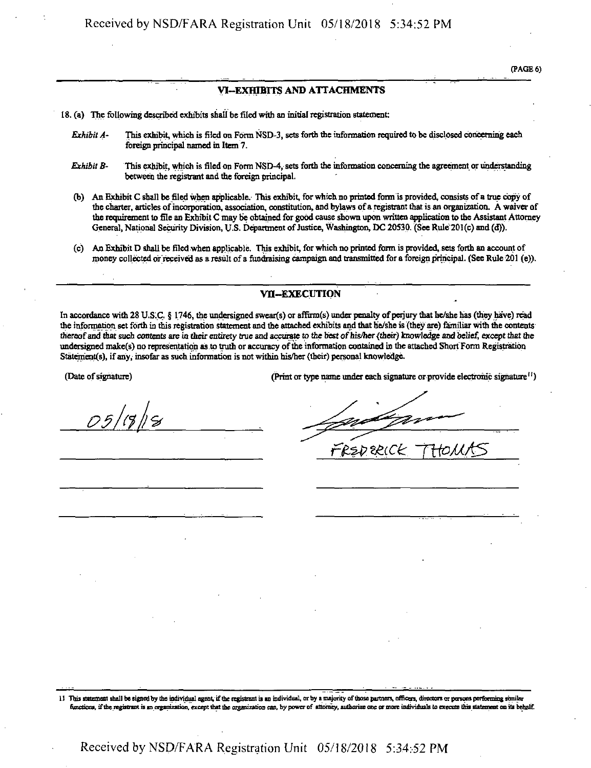## VI--EXHIBITS AND ATTACHMENTS

18. (a) The following described exhibits shall be filed with an initial registration statement:

*Exhibit A-* This exhibit, which is filed on Form NSD-3, sets forth the information required to be disclosed concerning each foreign principal named in Item 7.

*Exhibit B-* This exhibit, which is filed on Form NSD-4, sets forth the information concerning the agreement or understanding between the registrant and the foreign principal.

(b) An Exhibit C shall be filed when applicable. This exhibit, for which no printed form is provided, consists of a true copy of the charter, articles of incorporation, association, constitution, and bylaws of a registrant that is an organization. A waiver of the requirement to file an Exhibit C may be obtained for good cause shown upon written application to the Assistant Attorney General, National Security Division, U.S. Department of Justice, Washington, DC 20530. (See Rule 201(c) and (d)).

(c) An Exhibit D shall be filed when applicable. This exhibit, for which no printed form is provided, sets forth an account of money collected or received as a result of a fundraising campaign and transmitted for a foreign principal. (See Rule 201 (e)).

## VII--EXECUTION

In accordance with 28 U.S.C. § 1746, the undersigned swear(s) or affirm(s) under penalty of perjury that he/she has (they have) read the information set forth in this registration statement and the attached exhibits and that he/she is (they are) familiar with the contents thereof and that such contents are in their entirety true and accurate to the best of his/her (their) knowledge and belief, except that the undersigned make(s) no representation as to truth or accuracy of the information contained in the attached Short Form Registration Statement(s), if any, insofar as such information is not within his/her (their) personal knowledge.

| (Date of signature) | (Print or type name under each signature or provide electronic signature[11]) |
| --- | --- |
| 05/18/18 | [signature] FREDERICK THOMAS |
| | |
| | |

11 This statement shall be signed by the individual agent, if the registrant is an individual, or by a majority of those partners, officers, directors or persons performing similar functions, if the registrant is an organization, except that the organization can, by power of attorney, authorize one or more individuals to execute this statement on its behalf.